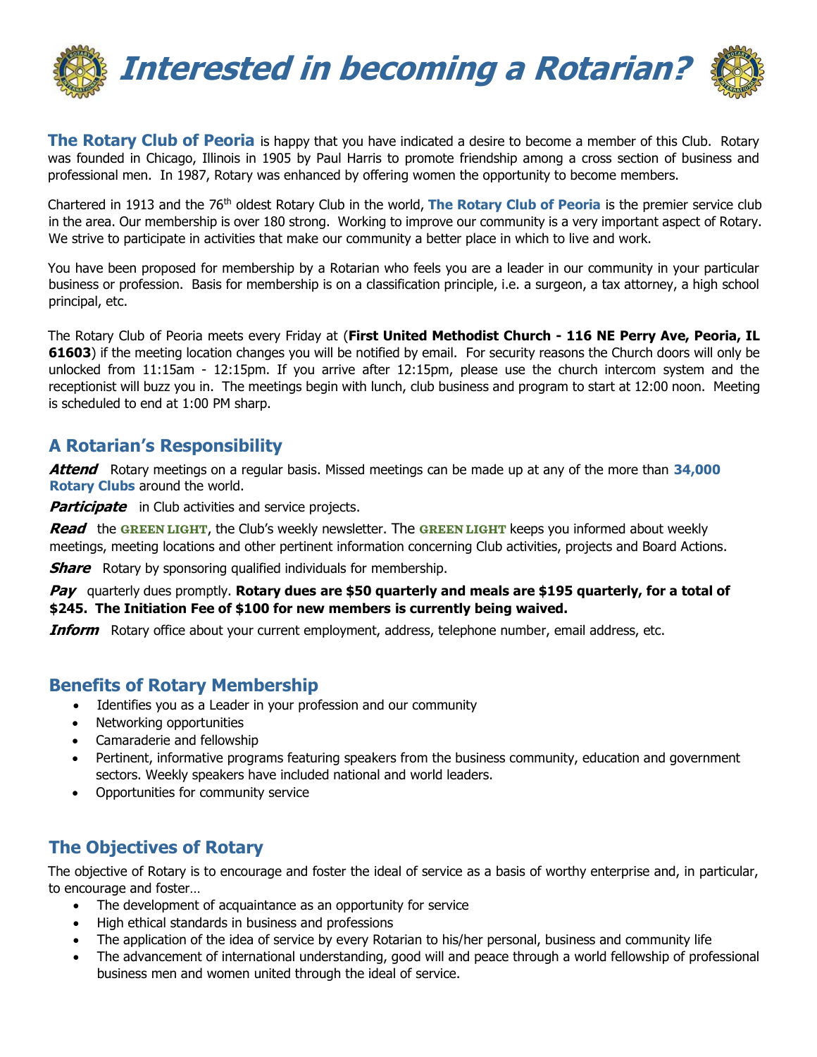# *Interested in becoming a Rotarian?*

**The Rotary Club of Peoria** is happy that you have indicated a desire to become a member of this Club. Rotary was founded in Chicago, Illinois in 1905 by Paul Harris to promote friendship among a cross section of business and professional men. In 1987, Rotary was enhanced by offering women the opportunity to become members.

Chartered in 1913 and the 76th oldest Rotary Club in the world, **The Rotary Club of Peoria** is the premier service club in the area. Our membership is over 180 strong. Working to improve our community is a very important aspect of Rotary. We strive to participate in activities that make our community a better place in which to live and work.

You have been proposed for membership by a Rotarian who feels you are a leader in our community in your particular business or profession. Basis for membership is on a classification principle, i.e. a surgeon, a tax attorney, a high school principal, etc.

The Rotary Club of Peoria meets every Friday at (**First United Methodist Church - 116 NE Perry Ave, Peoria, IL 61603**) if the meeting location changes you will be notified by email. For security reasons the Church doors will only be unlocked from 11:15am - 12:15pm. If you arrive after 12:15pm, please use the church intercom system and the receptionist will buzz you in. The meetings begin with lunch, club business and program to start at 12:00 noon. Meeting is scheduled to end at 1:00 PM sharp.

## A Rotarian's Responsibility

***Attend*** Rotary meetings on a regular basis. Missed meetings can be made up at any of the more than **34,000 Rotary Clubs** around the world.

***Participate*** in Club activities and service projects.

***Read*** the **GREEN LIGHT**, the Club's weekly newsletter. The **GREEN LIGHT** keeps you informed about weekly meetings, meeting locations and other pertinent information concerning Club activities, projects and Board Actions.

***Share*** Rotary by sponsoring qualified individuals for membership.

***Pay*** quarterly dues promptly. **Rotary dues are $50 quarterly and meals are $195 quarterly, for a total of $245. The Initiation Fee of $100 for new members is currently being waived.**

***Inform*** Rotary office about your current employment, address, telephone number, email address, etc.

## Benefits of Rotary Membership

- Identifies you as a Leader in your profession and our community
- Networking opportunities
- Camaraderie and fellowship
- Pertinent, informative programs featuring speakers from the business community, education and government sectors. Weekly speakers have included national and world leaders.
- Opportunities for community service

## The Objectives of Rotary

The objective of Rotary is to encourage and foster the ideal of service as a basis of worthy enterprise and, in particular, to encourage and foster…

- The development of acquaintance as an opportunity for service
- High ethical standards in business and professions
- The application of the idea of service by every Rotarian to his/her personal, business and community life
- The advancement of international understanding, good will and peace through a world fellowship of professional business men and women united through the ideal of service.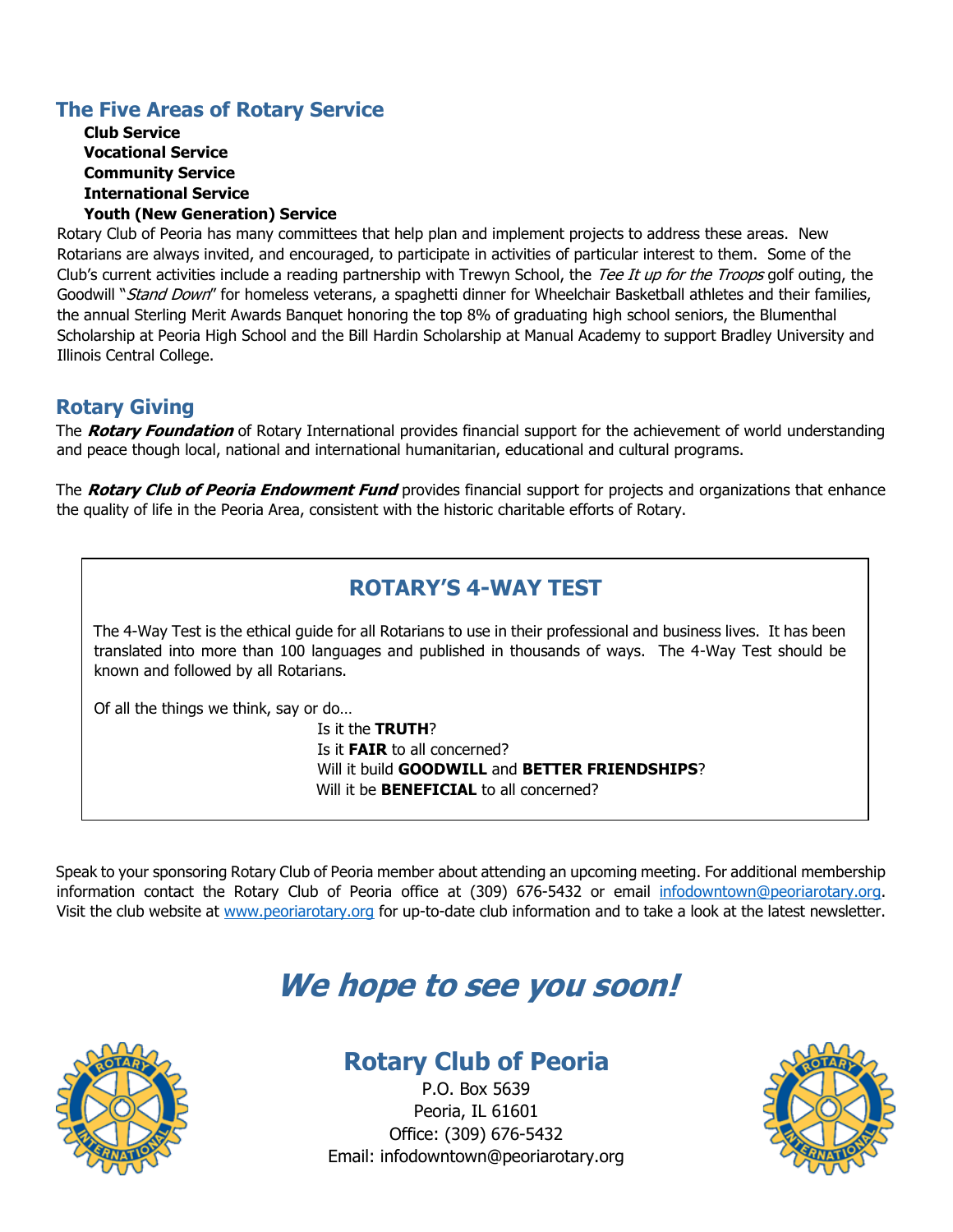## The Five Areas of Rotary Service

**Club Service**
**Vocational Service**
**Community Service**
**International Service**
**Youth (New Generation) Service**

Rotary Club of Peoria has many committees that help plan and implement projects to address these areas. New Rotarians are always invited, and encouraged, to participate in activities of particular interest to them. Some of the Club's current activities include a reading partnership with Trewyn School, the *Tee It up for the Troops* golf outing, the Goodwill "*Stand Down*" for homeless veterans, a spaghetti dinner for Wheelchair Basketball athletes and their families, the annual Sterling Merit Awards Banquet honoring the top 8% of graduating high school seniors, the Blumenthal Scholarship at Peoria High School and the Bill Hardin Scholarship at Manual Academy to support Bradley University and Illinois Central College.

## Rotary Giving

The ***Rotary Foundation*** of Rotary International provides financial support for the achievement of world understanding and peace though local, national and international humanitarian, educational and cultural programs.

The ***Rotary Club of Peoria Endowment Fund*** provides financial support for projects and organizations that enhance the quality of life in the Peoria Area, consistent with the historic charitable efforts of Rotary.

## ROTARY'S 4-WAY TEST

The 4-Way Test is the ethical guide for all Rotarians to use in their professional and business lives. It has been translated into more than 100 languages and published in thousands of ways. The 4-Way Test should be known and followed by all Rotarians.

Of all the things we think, say or do…

Is it the **TRUTH**?
Is it **FAIR** to all concerned?
Will it build **GOODWILL** and **BETTER FRIENDSHIPS**?
Will it be **BENEFICIAL** to all concerned?

Speak to your sponsoring Rotary Club of Peoria member about attending an upcoming meeting. For additional membership information contact the Rotary Club of Peoria office at (309) 676-5432 or email infodowntown@peoriarotary.org. Visit the club website at www.peoriarotary.org for up-to-date club information and to take a look at the latest newsletter.

# *We hope to see you soon!*

## Rotary Club of Peoria

P.O. Box 5639
Peoria, IL 61601
Office: (309) 676-5432
Email: infodowntown@peoriarotary.org